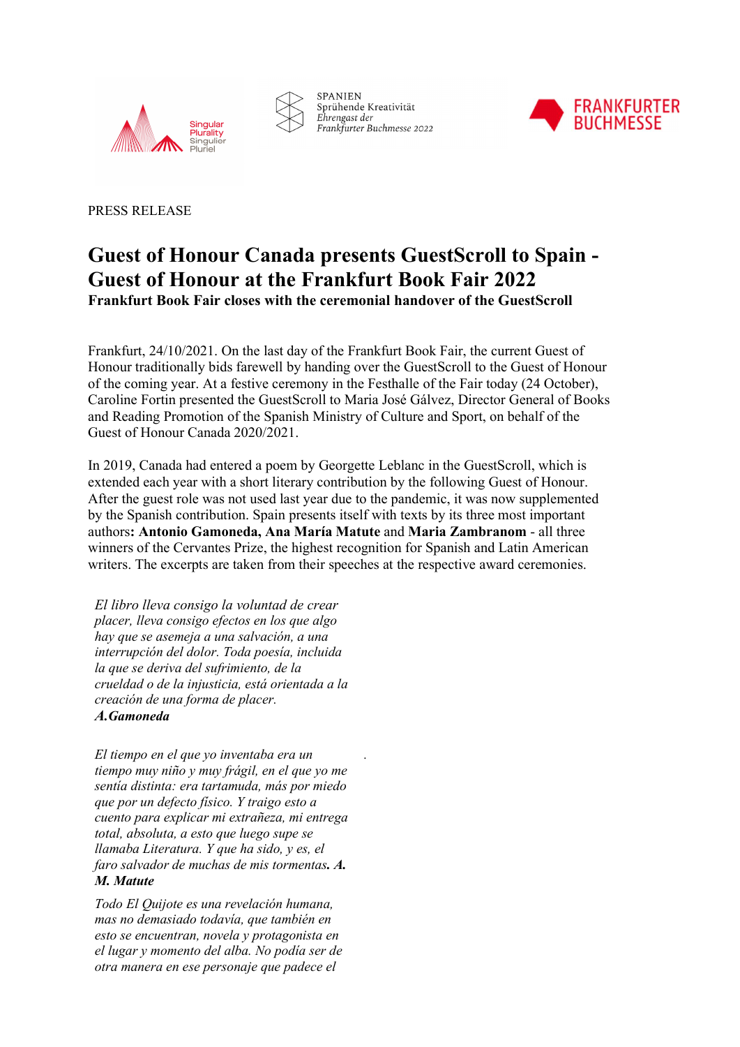Singular Plurality Singulier Pluriel

SPANIEN
Sprühende Kreativität
*Ehrengast der*
*Frankfurter Buchmesse 2022*

FRANKFURTER BUCHMESSE

PRESS RELEASE

# Guest of Honour Canada presents GuestScroll to Spain - Guest of Honour at the Frankfurt Book Fair 2022

**Frankfurt Book Fair closes with the ceremonial handover of the GuestScroll**

Frankfurt, 24/10/2021. On the last day of the Frankfurt Book Fair, the current Guest of Honour traditionally bids farewell by handing over the GuestScroll to the Guest of Honour of the coming year. At a festive ceremony in the Festhalle of the Fair today (24 October), Caroline Fortin presented the GuestScroll to Maria José Gálvez, Director General of Books and Reading Promotion of the Spanish Ministry of Culture and Sport, on behalf of the Guest of Honour Canada 2020/2021.

In 2019, Canada had entered a poem by Georgette Leblanc in the GuestScroll, which is extended each year with a short literary contribution by the following Guest of Honour. After the guest role was not used last year due to the pandemic, it was now supplemented by the Spanish contribution. Spain presents itself with texts by its three most important authors**: Antonio Gamoneda, Ana María Matute** and **Maria Zambranom** - all three winners of the Cervantes Prize, the highest recognition for Spanish and Latin American writers. The excerpts are taken from their speeches at the respective award ceremonies.

*El libro lleva consigo la voluntad de crear placer, lleva consigo efectos en los que algo hay que se asemeja a una salvación, a una interrupción del dolor. Toda poesía, incluida la que se deriva del sufrimiento, de la crueldad o de la injusticia, está orientada a la creación de una forma de placer.*
***A.Gamoneda***

*El tiempo en el que yo inventaba era un tiempo muy niño y muy frágil, en el que yo me sentía distinta: era tartamuda, más por miedo que por un defecto físico. Y traigo esto a cuento para explicar mi extrañeza, mi entrega total, absoluta, a esto que luego supe se llamaba Literatura. Y que ha sido, y es, el faro salvador de muchas de mis tormentas**. A. M. Matute***

*Todo El Quijote es una revelación humana, mas no demasiado todavía, que también en esto se encuentran, novela y protagonista en el lugar y momento del alba. No podía ser de otra manera en ese personaje que padece el*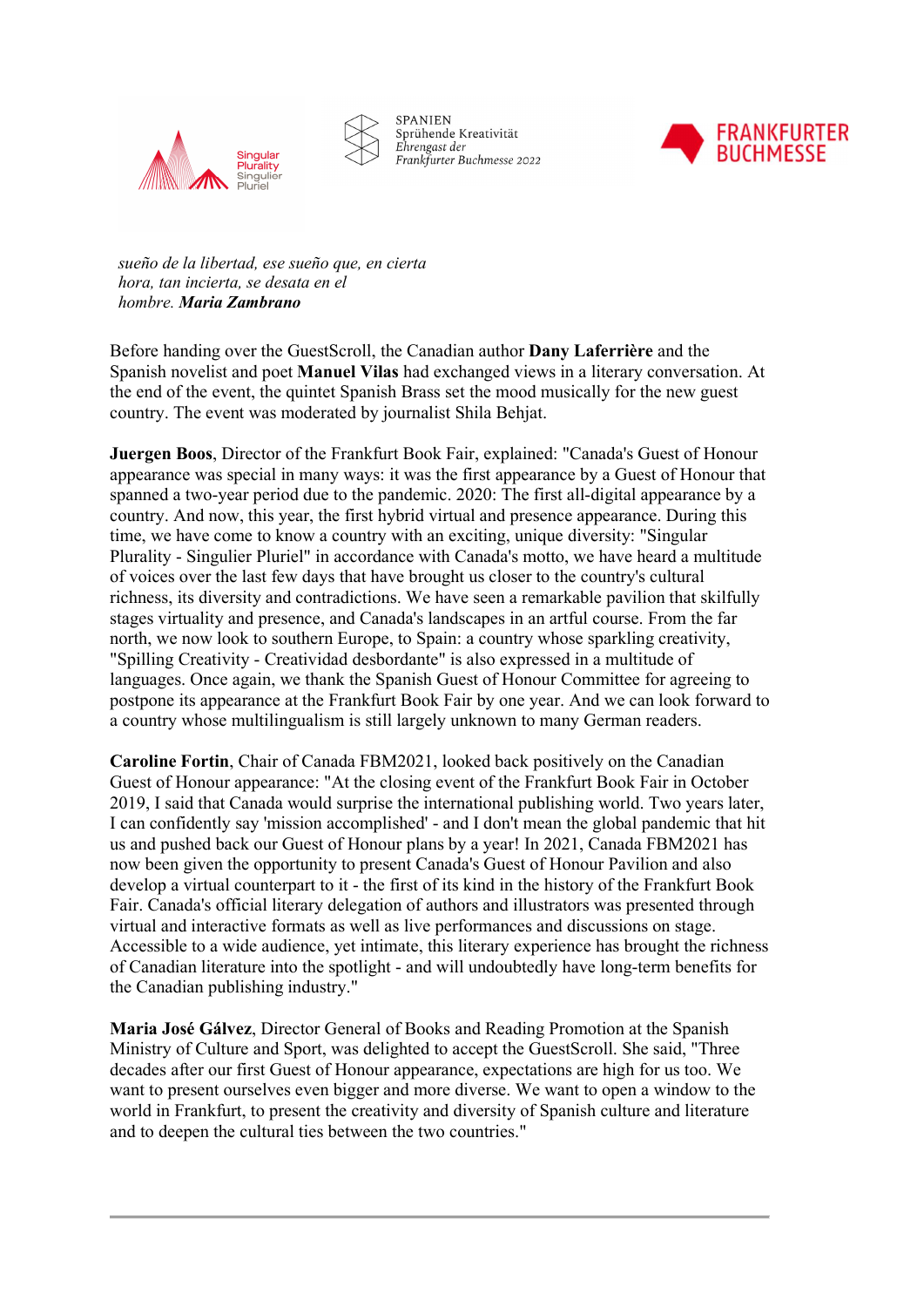*sueño de la libertad, ese sueño que, en cierta hora, tan incierta, se desata en el hombre.* ***Maria Zambrano***

Before handing over the GuestScroll, the Canadian author **Dany Laferrière** and the Spanish novelist and poet **Manuel Vilas** had exchanged views in a literary conversation. At the end of the event, the quintet Spanish Brass set the mood musically for the new guest country. The event was moderated by journalist Shila Behjat.

**Juergen Boos**, Director of the Frankfurt Book Fair, explained: "Canada's Guest of Honour appearance was special in many ways: it was the first appearance by a Guest of Honour that spanned a two-year period due to the pandemic. 2020: The first all-digital appearance by a country. And now, this year, the first hybrid virtual and presence appearance. During this time, we have come to know a country with an exciting, unique diversity: "Singular Plurality - Singulier Pluriel" in accordance with Canada's motto, we have heard a multitude of voices over the last few days that have brought us closer to the country's cultural richness, its diversity and contradictions. We have seen a remarkable pavilion that skilfully stages virtuality and presence, and Canada's landscapes in an artful course. From the far north, we now look to southern Europe, to Spain: a country whose sparkling creativity, "Spilling Creativity - Creatividad desbordante" is also expressed in a multitude of languages. Once again, we thank the Spanish Guest of Honour Committee for agreeing to postpone its appearance at the Frankfurt Book Fair by one year. And we can look forward to a country whose multilingualism is still largely unknown to many German readers.

**Caroline Fortin**, Chair of Canada FBM2021, looked back positively on the Canadian Guest of Honour appearance: "At the closing event of the Frankfurt Book Fair in October 2019, I said that Canada would surprise the international publishing world. Two years later, I can confidently say 'mission accomplished' - and I don't mean the global pandemic that hit us and pushed back our Guest of Honour plans by a year! In 2021, Canada FBM2021 has now been given the opportunity to present Canada's Guest of Honour Pavilion and also develop a virtual counterpart to it - the first of its kind in the history of the Frankfurt Book Fair. Canada's official literary delegation of authors and illustrators was presented through virtual and interactive formats as well as live performances and discussions on stage. Accessible to a wide audience, yet intimate, this literary experience has brought the richness of Canadian literature into the spotlight - and will undoubtedly have long-term benefits for the Canadian publishing industry."

**Maria José Gálvez**, Director General of Books and Reading Promotion at the Spanish Ministry of Culture and Sport, was delighted to accept the GuestScroll. She said, "Three decades after our first Guest of Honour appearance, expectations are high for us too. We want to present ourselves even bigger and more diverse. We want to open a window to the world in Frankfurt, to present the creativity and diversity of Spanish culture and literature and to deepen the cultural ties between the two countries."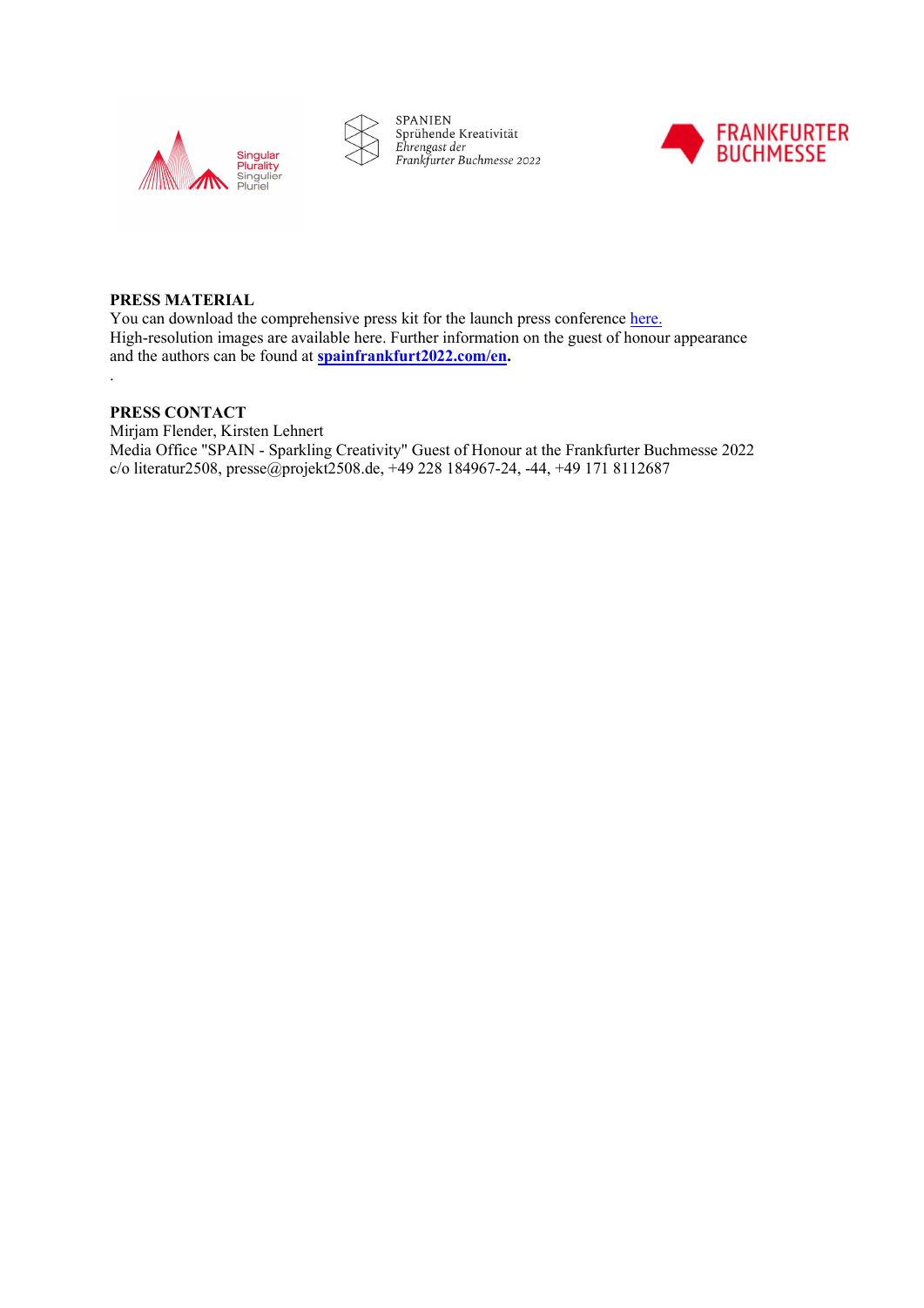Singular Plurality Singulier Pluriel

SPANIEN
Sprühende Kreativität
*Ehrengast der*
*Frankfurter Buchmesse 2022*

FRANKFURTER BUCHMESSE

**PRESS MATERIAL**
You can download the comprehensive press kit for the launch press conference here.
High-resolution images are available here. Further information on the guest of honour appearance and the authors can be found at **spainfrankfurt2022.com/en**.

.

**PRESS CONTACT**
Mirjam Flender, Kirsten Lehnert
Media Office "SPAIN - Sparkling Creativity" Guest of Honour at the Frankfurter Buchmesse 2022
c/o literatur2508, presse@projekt2508.de, +49 228 184967-24, -44, +49 171 8112687